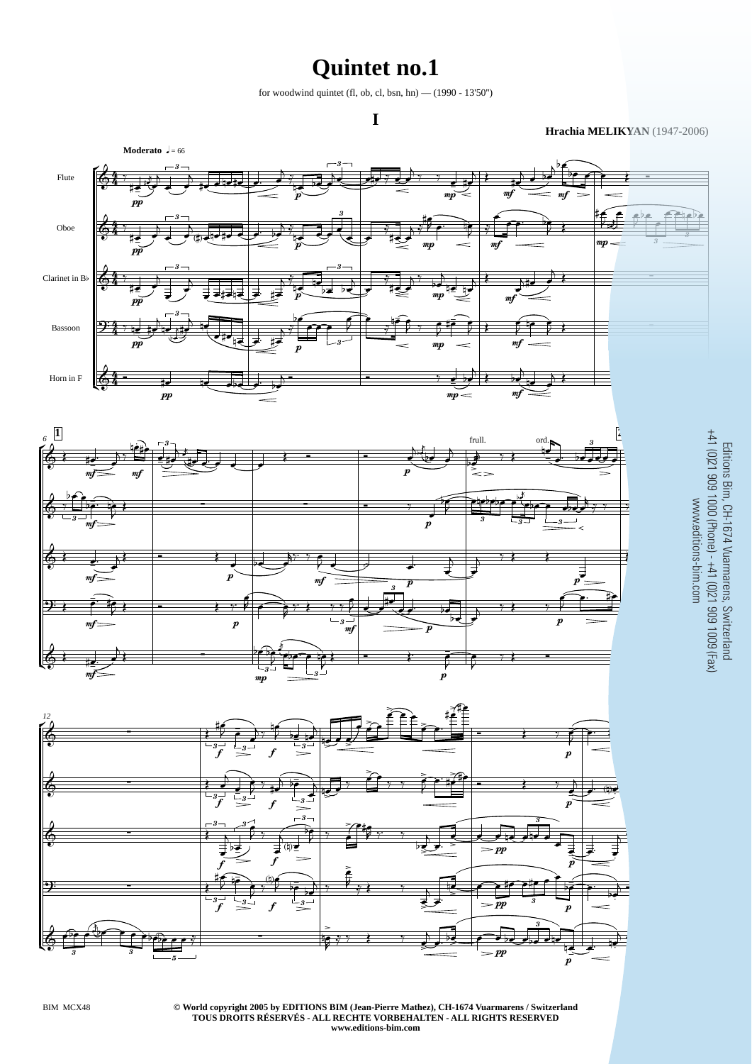# Quintet no.1

for woodwind quintet (fl, ob, cl, bsn, hn) — (1990 - 13'50")

## I

**Hrachia MELIKYAN** (1947-2006)

Editions Bim, CH-1674 Vuarmarens, Switzerland
+41 (0)21 909 1000 (Phone) - +41 (0)21 909 1009 (Fax)
www.editions-bim.com

BIM MCX48

**© World copyright 2005 by EDITIONS BIM (Jean-Pierre Mathez), CH-1674 Vuarmarens / Switzerland**
**TOUS DROITS RÉSERVÉS - ALL RECHTE VORBEHALTEN - ALL RIGHTS RESERVED**
**www.editions-bim.com**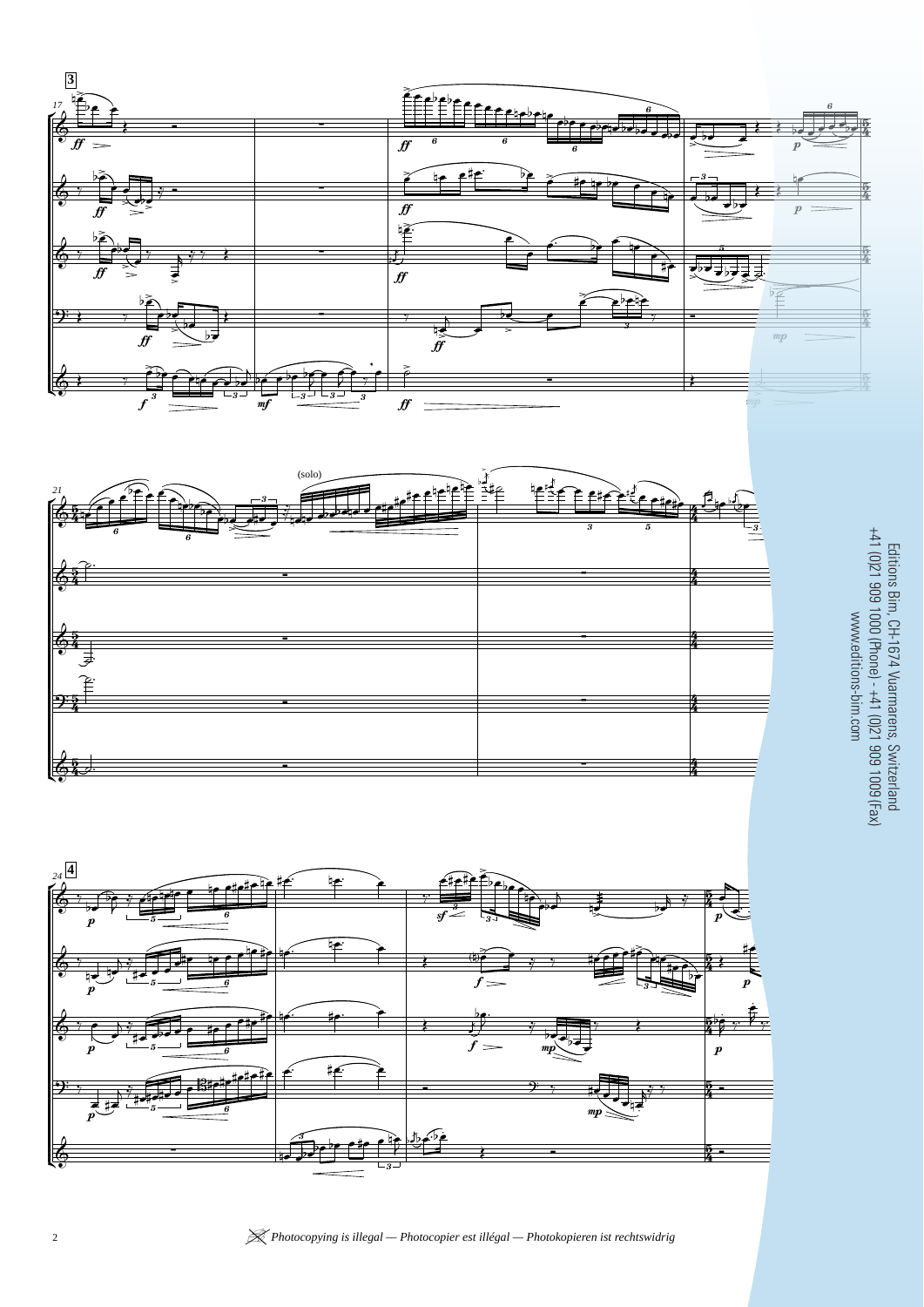Editions Bim, CH-1674 Vuarmarens, Switzerland
+41 (0)21 909 1000 (Phone) - +41 (0)21 909 1009 (Fax)
www.editions-bim.com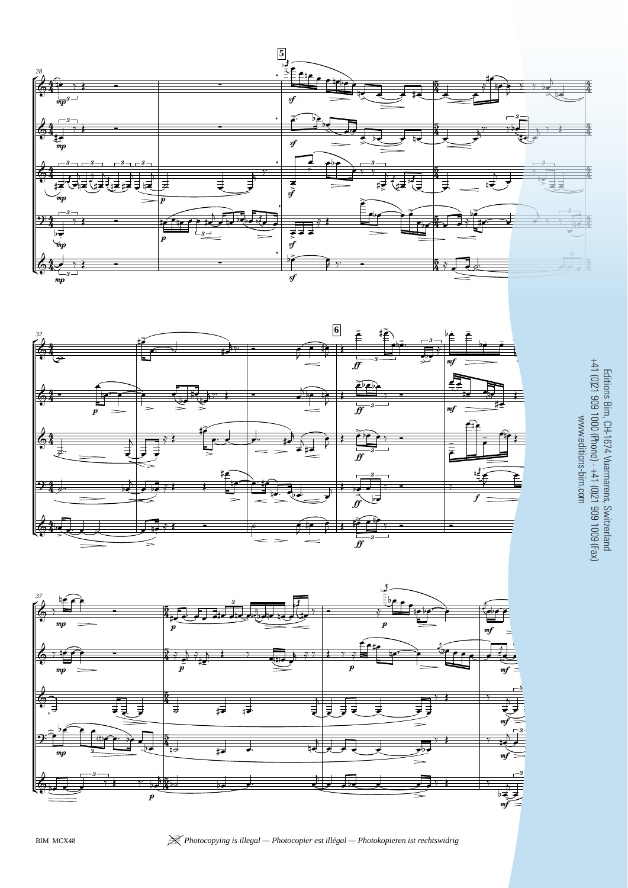Editions Bim, CH-1674 Vuarmarens, Switzerland
+41 (0)21 909 1000 (Phone) - +41 (0)21 909 1009 (Fax)
www.editions-bim.com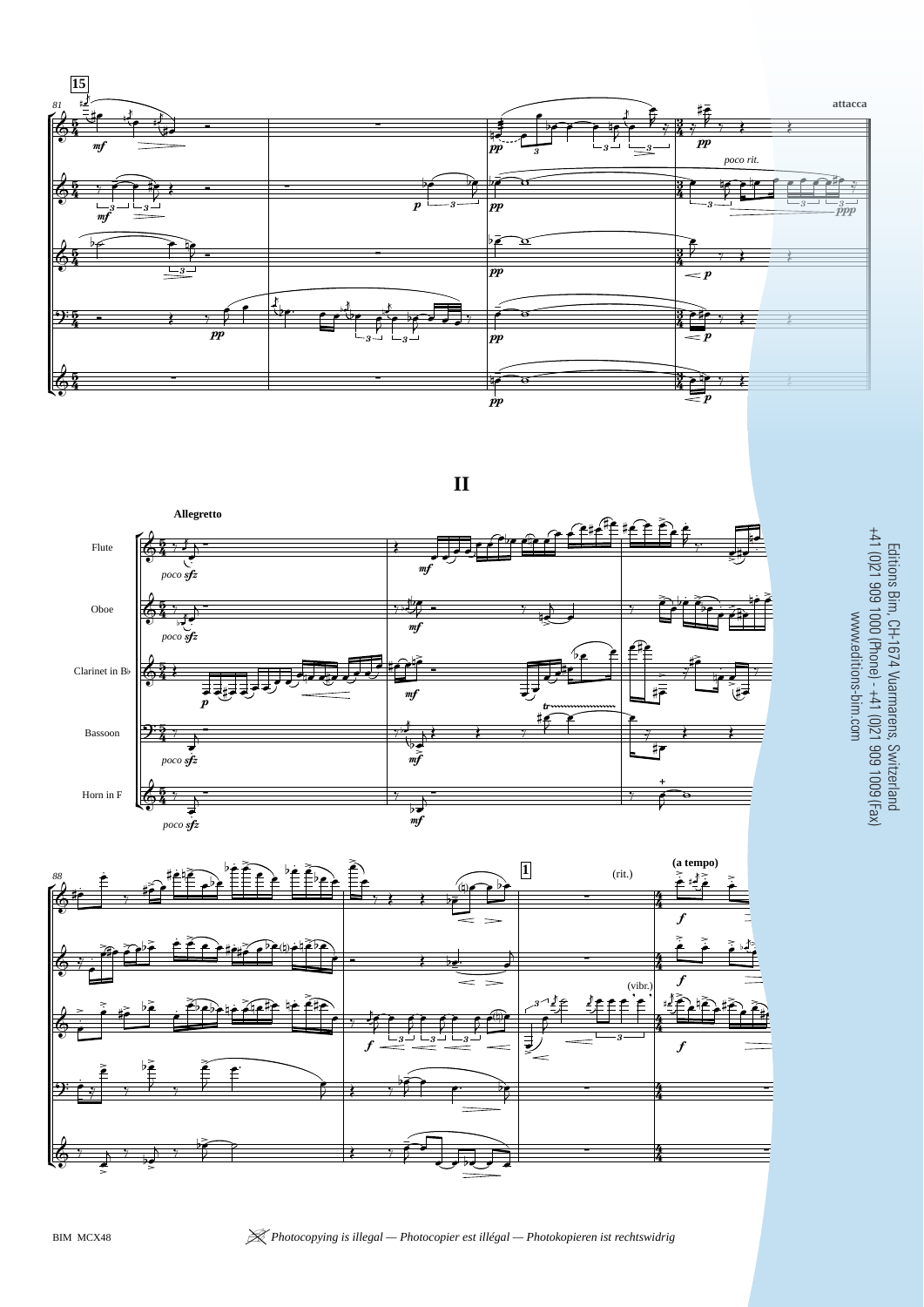## II

**Allegretto**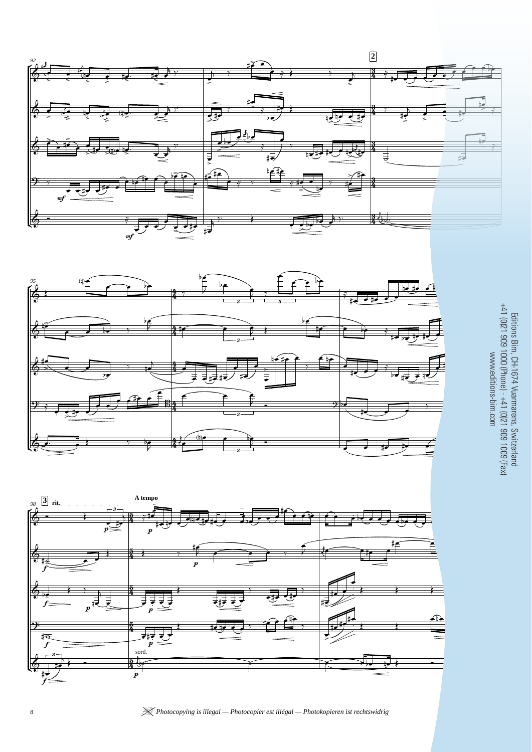Editions Bim, CH-1674 Vuarmarens, Switzerland
+41 (0)21 909 1000 (Phone) - +41 (0)21 909 1009 (Fax)
www.editions-bim.com

*Photocopying is illegal — Photocopier est illégal — Photokopieren ist rechtswidrig*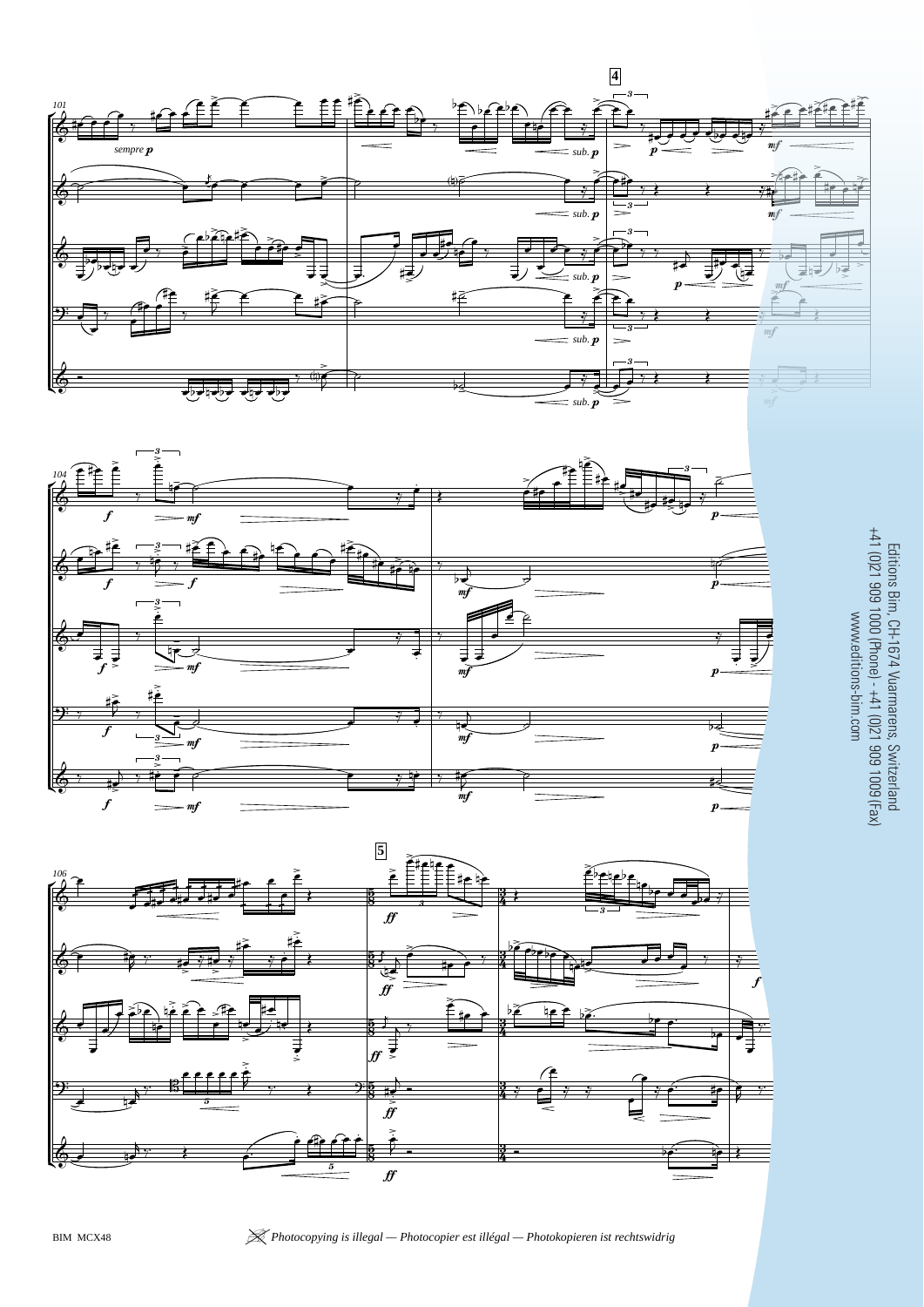Editions Bim, CH-1674 Vuarmarens, Switzerland
+41 (0)21 909 1000 (Phone) - +41 (0)21 909 1009 (Fax)
www.editions-bim.com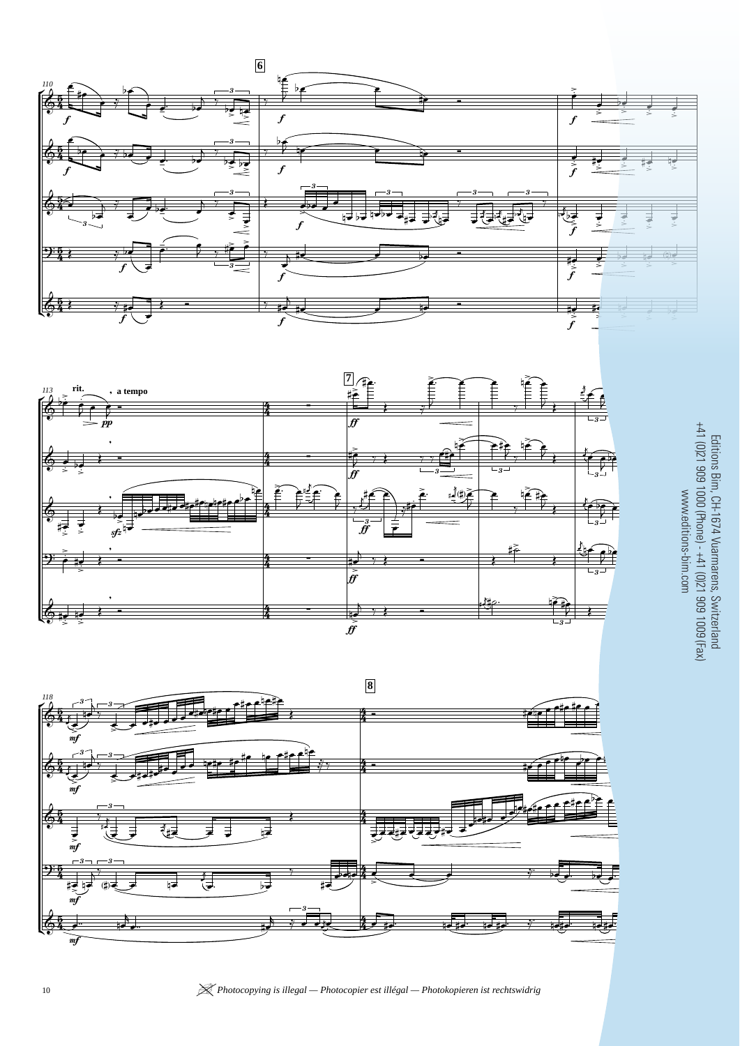Editions Bim, CH-1674 Vuarmarens, Switzerland
+41 (0)21 909 1000 (Phone) - +41 (0)21 909 1009 (Fax)
www.editions-bim.com

Photocopying is illegal — Photocopier est illégal — Photokopieren ist rechtswidrig